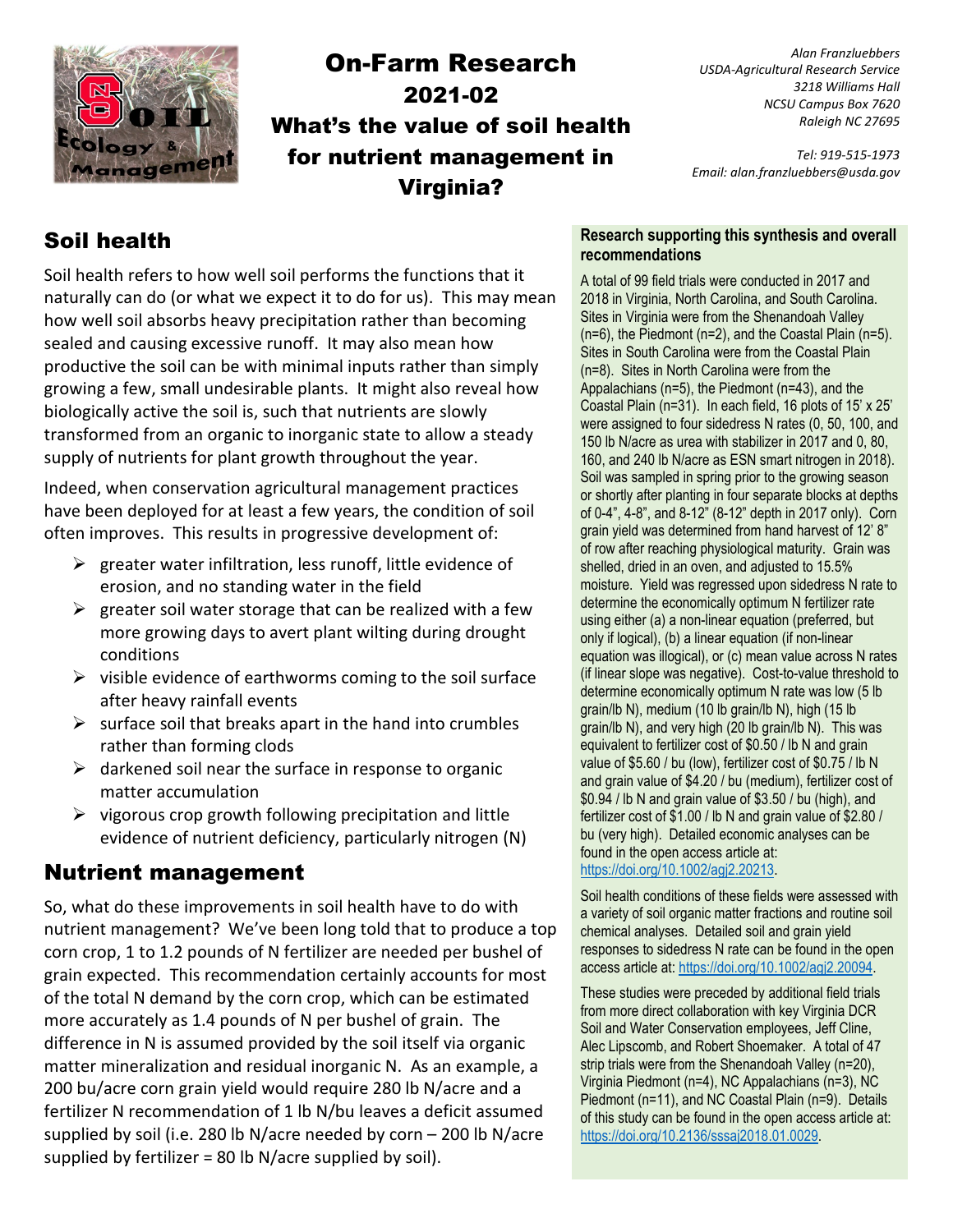# On-Farm Research 2021-02 What's the value of soil health for nutrient management in Virginia?

*Alan Franzluebbers*
*USDA-Agricultural Research Service*
*3218 Williams Hall*
*NCSU Campus Box 7620*
*Raleigh NC 27695*

*Tel: 919-515-1973*
*Email: alan.franzluebbers@usda.gov*

## Soil health

Soil health refers to how well soil performs the functions that it naturally can do (or what we expect it to do for us). This may mean how well soil absorbs heavy precipitation rather than becoming sealed and causing excessive runoff. It may also mean how productive the soil can be with minimal inputs rather than simply growing a few, small undesirable plants. It might also reveal how biologically active the soil is, such that nutrients are slowly transformed from an organic to inorganic state to allow a steady supply of nutrients for plant growth throughout the year.

Indeed, when conservation agricultural management practices have been deployed for at least a few years, the condition of soil often improves. This results in progressive development of:

- greater water infiltration, less runoff, little evidence of erosion, and no standing water in the field
- greater soil water storage that can be realized with a few more growing days to avert plant wilting during drought conditions
- visible evidence of earthworms coming to the soil surface after heavy rainfall events
- surface soil that breaks apart in the hand into crumbles rather than forming clods
- darkened soil near the surface in response to organic matter accumulation
- vigorous crop growth following precipitation and little evidence of nutrient deficiency, particularly nitrogen (N)

## Nutrient management

So, what do these improvements in soil health have to do with nutrient management? We've been long told that to produce a top corn crop, 1 to 1.2 pounds of N fertilizer are needed per bushel of grain expected. This recommendation certainly accounts for most of the total N demand by the corn crop, which can be estimated more accurately as 1.4 pounds of N per bushel of grain. The difference in N is assumed provided by the soil itself via organic matter mineralization and residual inorganic N. As an example, a 200 bu/acre corn grain yield would require 280 lb N/acre and a fertilizer N recommendation of 1 lb N/bu leaves a deficit assumed supplied by soil (i.e. 280 lb N/acre needed by corn – 200 lb N/acre supplied by fertilizer = 80 lb N/acre supplied by soil).

**Research supporting this synthesis and overall recommendations**

A total of 99 field trials were conducted in 2017 and 2018 in Virginia, North Carolina, and South Carolina. Sites in Virginia were from the Shenandoah Valley (n=6), the Piedmont (n=2), and the Coastal Plain (n=5). Sites in South Carolina were from the Coastal Plain (n=8). Sites in North Carolina were from the Appalachians (n=5), the Piedmont (n=43), and the Coastal Plain (n=31). In each field, 16 plots of 15' x 25' were assigned to four sidedress N rates (0, 50, 100, and 150 lb N/acre as urea with stabilizer in 2017 and 0, 80, 160, and 240 lb N/acre as ESN smart nitrogen in 2018). Soil was sampled in spring prior to the growing season or shortly after planting in four separate blocks at depths of 0-4", 4-8", and 8-12" (8-12" depth in 2017 only). Corn grain yield was determined from hand harvest of 12' 8" of row after reaching physiological maturity. Grain was shelled, dried in an oven, and adjusted to 15.5% moisture. Yield was regressed upon sidedress N rate to determine the economically optimum N fertilizer rate using either (a) a non-linear equation (preferred, but only if logical), (b) a linear equation (if non-linear equation was illogical), or (c) mean value across N rates (if linear slope was negative). Cost-to-value threshold to determine economically optimum N rate was low (5 lb grain/lb N), medium (10 lb grain/lb N), high (15 lb grain/lb N), and very high (20 lb grain/lb N). This was equivalent to fertilizer cost of $0.50 / lb N and grain value of $5.60 / bu (low), fertilizer cost of $0.75 / lb N and grain value of $4.20 / bu (medium), fertilizer cost of $0.94 / lb N and grain value of $3.50 / bu (high), and fertilizer cost of $1.00 / lb N and grain value of $2.80 / bu (very high). Detailed economic analyses can be found in the open access article at: https://doi.org/10.1002/agj2.20213.

Soil health conditions of these fields were assessed with a variety of soil organic matter fractions and routine soil chemical analyses. Detailed soil and grain yield responses to sidedress N rate can be found in the open access article at: https://doi.org/10.1002/agj2.20094.

These studies were preceded by additional field trials from more direct collaboration with key Virginia DCR Soil and Water Conservation employees, Jeff Cline, Alec Lipscomb, and Robert Shoemaker. A total of 47 strip trials were from the Shenandoah Valley (n=20), Virginia Piedmont (n=4), NC Appalachians (n=3), NC Piedmont (n=11), and NC Coastal Plain (n=9). Details of this study can be found in the open access article at: https://doi.org/10.2136/sssaj2018.01.0029.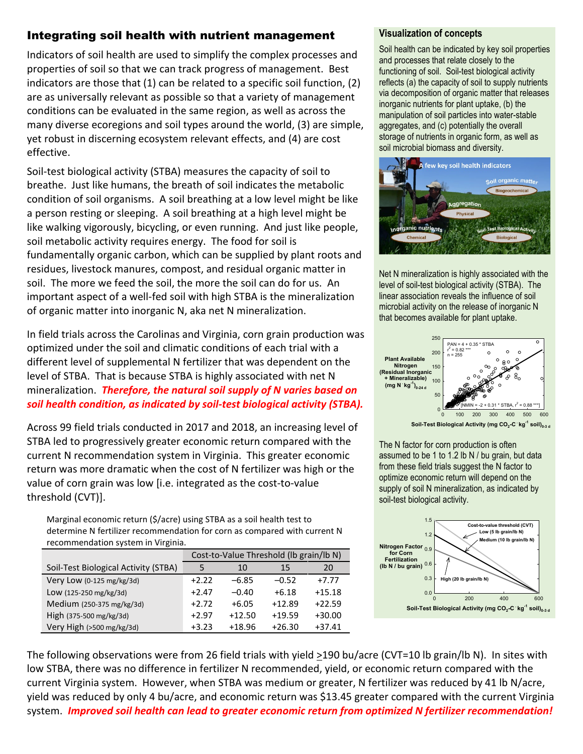## Integrating soil health with nutrient management

Indicators of soil health are used to simplify the complex processes and properties of soil so that we can track progress of management. Best indicators are those that (1) can be related to a specific soil function, (2) are as universally relevant as possible so that a variety of management conditions can be evaluated in the same region, as well as across the many diverse ecoregions and soil types around the world, (3) are simple, yet robust in discerning ecosystem relevant effects, and (4) are cost effective.

Soil-test biological activity (STBA) measures the capacity of soil to breathe. Just like humans, the breath of soil indicates the metabolic condition of soil organisms. A soil breathing at a low level might be like a person resting or sleeping. A soil breathing at a high level might be like walking vigorously, bicycling, or even running. And just like people, soil metabolic activity requires energy. The food for soil is fundamentally organic carbon, which can be supplied by plant roots and residues, livestock manures, compost, and residual organic matter in soil. The more we feed the soil, the more the soil can do for us. An important aspect of a well-fed soil with high STBA is the mineralization of organic matter into inorganic N, aka net N mineralization.

In field trials across the Carolinas and Virginia, corn grain production was optimized under the soil and climatic conditions of each trial with a different level of supplemental N fertilizer that was dependent on the level of STBA. That is because STBA is highly associated with net N mineralization. ***Therefore, the natural soil supply of N varies based on soil health condition, as indicated by soil-test biological activity (STBA).***

Across 99 field trials conducted in 2017 and 2018, an increasing level of STBA led to progressively greater economic return compared with the current N recommendation system in Virginia. This greater economic return was more dramatic when the cost of N fertilizer was high or the value of corn grain was low [i.e. integrated as the cost-to-value threshold (CVT)].

Marginal economic return ($/acre) using STBA as a soil health test to determine N fertilizer recommendation for corn as compared with current N recommendation system in Virginia.

| | Cost-to-Value Threshold (lb grain/lb N) | | | |
|---|---|---|---|---|
| Soil-Test Biological Activity (STBA) | 5 | 10 | 15 | 20 |
| Very Low (0-125 mg/kg/3d) | +2.22 | −6.85 | −0.52 | +7.77 |
| Low (125-250 mg/kg/3d) | +2.47 | −0.40 | +6.18 | +15.18 |
| Medium (250-375 mg/kg/3d) | +2.72 | +6.05 | +12.89 | +22.59 |
| High (375-500 mg/kg/3d) | +2.97 | +12.50 | +19.59 | +30.00 |
| Very High (>500 mg/kg/3d) | +3.23 | +18.96 | +26.30 | +37.41 |

### Visualization of concepts

Soil health can be indicated by key soil properties and processes that relate closely to the functioning of soil. Soil-test biological activity reflects (a) the capacity of soil to supply nutrients via decomposition of organic matter that releases inorganic nutrients for plant uptake, (b) the manipulation of soil particles into water-stable aggregates, and (c) potentially the overall storage of nutrients in organic form, as well as soil microbial biomass and diversity.

A few key soil health indicators
Soil organic matter
Biogeochemical
Aggregation
Physical
Inorganic nutrients
Chemical
Soil-Test Biological Activity
Biological

Net N mineralization is highly associated with the level of soil-test biological activity (STBA). The linear association reveals the influence of soil microbial activity on the release of inorganic N that becomes available for plant uptake.

Plant Available Nitrogen (Residual Inorganic + Mineralizable) $(\text{mg N} \cdot \text{kg}^{-1})_{0\text{-}24\,d}$
PAN = 4 + 0.35 * STBA
$r^2$ = 0.82 ***
n = 255
[NMIN = -2 + 0.31 * STBA, $r^2$ = 0.88 ***]
0, 50, 100, 150, 200, 250
0, 100, 200, 300, 400, 500, 600
Soil-Test Biological Activity $(\text{mg } CO_2\text{-C} \cdot \text{kg}^{-1} \text{ soil})_{0\text{-}3\,d}$

The N factor for corn production is often assumed to be 1 to 1.2 lb N / bu grain, but data from these field trials suggest the N factor to optimize economic return will depend on the supply of soil N mineralization, as indicated by soil-test biological activity.

Nitrogen Factor for Corn Fertilization (lb N / bu grain)
Cost-to-value threshold (CVT)
Low (5 lb grain/lb N)
Medium (10 lb grain/lb N)
High (20 lb grain/lb N)
0.0, 0.3, 0.6, 0.9, 1.2, 1.5
0, 200, 400, 600
Soil-Test Biological Activity $(\text{mg } CO_2\text{-C} \cdot \text{kg}^{-1} \text{ soil})_{0\text{-}3\,d}$

The following observations were from 26 field trials with yield ≥190 bu/acre (CVT=10 lb grain/lb N). In sites with low STBA, there was no difference in fertilizer N recommended, yield, or economic return compared with the current Virginia system. However, when STBA was medium or greater, N fertilizer was reduced by 41 lb N/acre, yield was reduced by only 4 bu/acre, and economic return was $13.45 greater compared with the current Virginia system. ***Improved soil health can lead to greater economic return from optimized N fertilizer recommendation!***